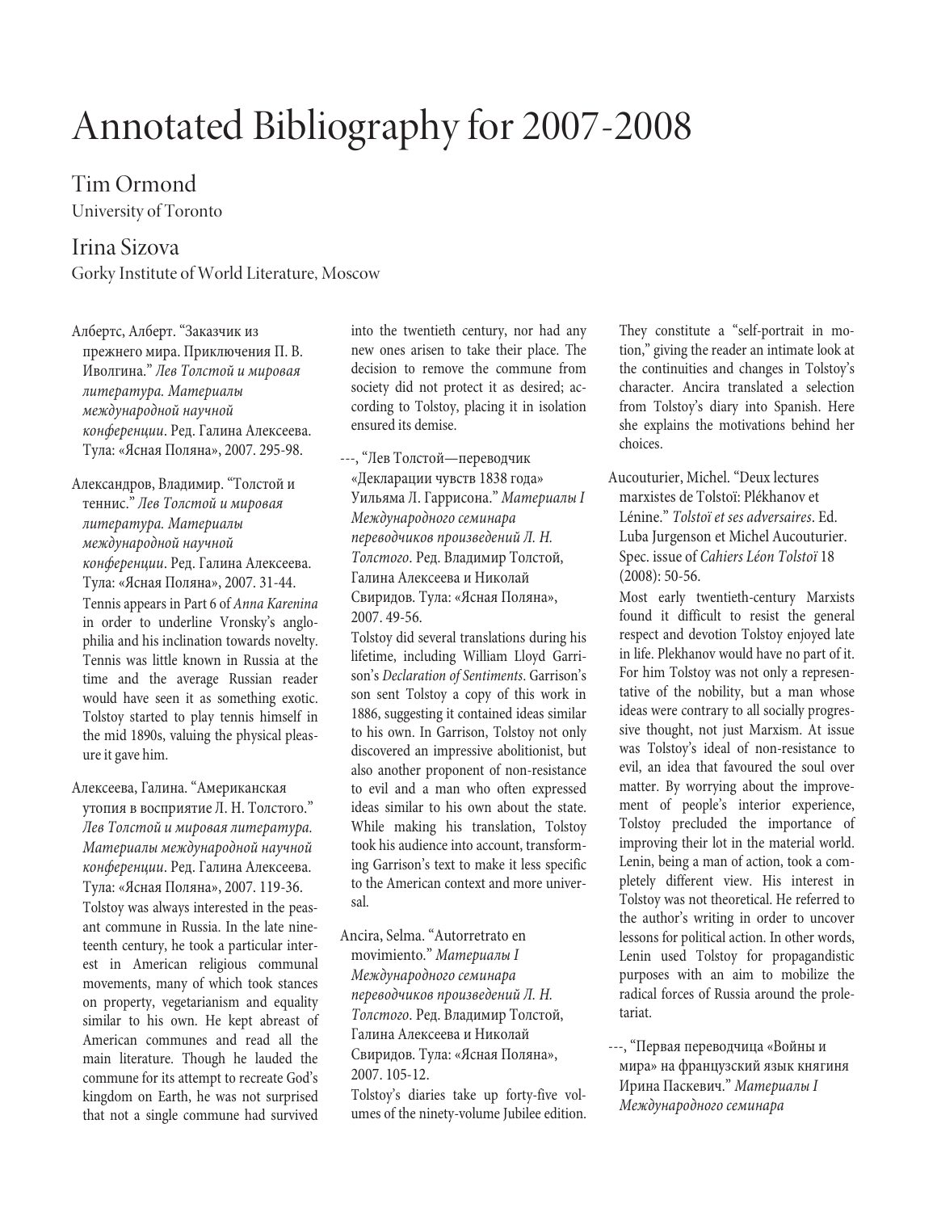# Annotated Bibliography for 2007-2008

## Tim Ormond

University of Toronto

## Irina Sizova

Gorky Institute of World Literature, Moscow

Албертс, Алберт. "Заказчик из прежнего мира. Приключения П. В. Иволгина." *Лев Толстой и мировая литература. Материалы международной научной конференции*. Ред. Галина Алексеева. Тула: «Ясная Поляна», 2007. 295-98.

Александров, Владимир. "Толстой и теннис." *Лев Толстой и мировая литература. Материалы международной научной конференции*. Ред. Галина Алексеева. Тула: «Ясная Поляна», 2007. 31-44.

Tennis appears in Part 6 of *Anna Karenina* in order to underline Vronsky's anglophilia and his inclination towards novelty. Tennis was little known in Russia at the time and the average Russian reader would have seen it as something exotic. Tolstoy started to play tennis himself in the mid 1890s, valuing the physical pleasure it gave him.

Алексеева, Галина. "Американская утопия в восприятие Л. Н. Толстого." *Лев Толстой и мировая литература. Материалы международной научной конференции*. Ред. Галина Алексеева. Тула: «Ясная Поляна», 2007. 119-36.

Tolstoy was always interested in the peasant commune in Russia. In the late nineteenth century, he took a particular interest in American religious communal movements, many of which took stances on property, vegetarianism and equality similar to his own. He kept abreast of American communes and read all the main literature. Though he lauded the commune for its attempt to recreate God's kingdom on Earth, he was not surprised that not a single commune had survived into the twentieth century, nor had any new ones arisen to take their place. The decision to remove the commune from society did not protect it as desired; according to Tolstoy, placing it in isolation ensured its demise.

---, "Лев Толстой—переводчик «Декларации чувств 1838 года» Уильяма Л. Гаррисона." *Материалы I Международного семинара переводчиков произведений Л. Н. Толстого*. Ред. Владимир Толстой, Галина Алексеева и Николай Свиридов. Тула: «Ясная Поляна», 2007. 49-56.

Tolstoy did several translations during his lifetime, including William Lloyd Garrison's *Declaration of Sentiments*. Garrison's son sent Tolstoy a copy of this work in 1886, suggesting it contained ideas similar to his own. In Garrison, Tolstoy not only discovered an impressive abolitionist, but also another proponent of non-resistance to evil and a man who often expressed ideas similar to his own about the state. While making his translation, Tolstoy took his audience into account, transforming Garrison's text to make it less specific to the American context and more universal.

Ancira, Selma. "Autorretrato en movimiento." *Материалы I Международного семинара переводчиков произведений Л. Н. Толстого*. Ред. Владимир Толстой, Галина Алексеева и Николай Свиридов. Тула: «Ясная Поляна», 2007. 105-12.

Tolstoy's diaries take up forty-five volumes of the ninety-volume Jubilee edition. They constitute a "self-portrait in motion," giving the reader an intimate look at the continuities and changes in Tolstoy's character. Ancira translated a selection from Tolstoy's diary into Spanish. Here she explains the motivations behind her choices.

Aucouturier, Michel. "Deux lectures marxistes de Tolstoï: Plékhanov et Lénine." *Tolstoï et ses adversaires*. Ed. Luba Jurgenson et Michel Aucouturier. Spec. issue of *Cahiers Léon Tolstoï* 18 (2008): 50-56.

Most early twentieth-century Marxists found it difficult to resist the general respect and devotion Tolstoy enjoyed late in life. Plekhanov would have no part of it. For him Tolstoy was not only a representative of the nobility, but a man whose ideas were contrary to all socially progressive thought, not just Marxism. At issue was Tolstoy's ideal of non-resistance to evil, an idea that favoured the soul over matter. By worrying about the improvement of people's interior experience, Tolstoy precluded the importance of improving their lot in the material world. Lenin, being a man of action, took a completely different view. His interest in Tolstoy was not theoretical. He referred to the author's writing in order to uncover lessons for political action. In other words, Lenin used Tolstoy for propagandistic purposes with an aim to mobilize the radical forces of Russia around the proletariat.

---, "Первая переводчица «Войны и мира» на французский язык княгиня Ирина Паскевич." *Материалы I Международного семинара*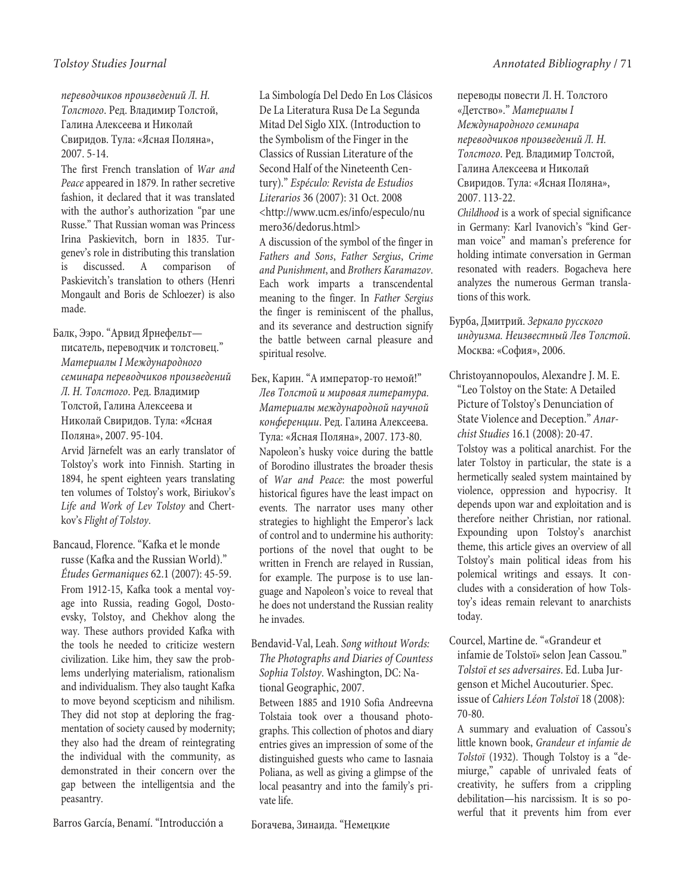*переводчиков произведений Л. Н. Толстого*. Ред. Владимир Толстой, Галина Алексеева и Николай Свиридов. Тула: «Ясная Поляна», 2007. 5-14.

The first French translation of *War and Peace* appeared in 1879. In rather secretive fashion, it declared that it was translated with the author's authorization "par une Russe." That Russian woman was Princess Irina Paskievitch, born in 1835. Turgenev's role in distributing this translation is discussed. A comparison of Paskievitch's translation to others (Henri Mongault and Boris de Schloezer) is also made.

Балк, Ээро. "Арвид Ярнефельт—писатель, переводчик и толстовец." *Материалы I Международного семинара переводчиков произведений Л. Н. Толстого*. Ред. Владимир Толстой, Галина Алексеева и Николай Свиридов. Тула: «Ясная Поляна», 2007. 95-104.

Arvid Järnefelt was an early translator of Tolstoy's work into Finnish. Starting in 1894, he spent eighteen years translating ten volumes of Tolstoy's work, Biriukov's *Life and Work of Lev Tolstoy* and Chertkov's *Flight of Tolstoy*.

Bancaud, Florence. "Kafka et le monde russe (Kafka and the Russian World)." *Études Germaniques* 62.1 (2007): 45-59.

From 1912-15, Kafka took a mental voyage into Russia, reading Gogol, Dostoevsky, Tolstoy, and Chekhov along the way. These authors provided Kafka with the tools he needed to criticize western civilization. Like him, they saw the problems underlying materialism, rationalism and individualism. They also taught Kafka to move beyond scepticism and nihilism. They did not stop at deploring the fragmentation of society caused by modernity; they also had the dream of reintegrating the individual with the community, as demonstrated in their concern over the gap between the intelligentsia and the peasantry.

Barros García, Benamí. "Introducción a La Simbología Del Dedo En Los Clásicos De La Literatura Rusa De La Segunda Mitad Del Siglo XIX. (Introduction to the Symbolism of the Finger in the Classics of Russian Literature of the Second Half of the Nineteenth Century)." *Espéculo: Revista de Estudios Literarios* 36 (2007): 31 Oct. 2008 <http://www.ucm.es/info/especulo/numero36/dedorus.html>

A discussion of the symbol of the finger in *Fathers and Sons*, *Father Sergius*, *Crime and Punishment*, and *Brothers Karamazov*. Each work imparts a transcendental meaning to the finger. In *Father Sergius* the finger is reminiscent of the phallus, and its severance and destruction signify the battle between carnal pleasure and spiritual resolve.

Бек, Карин. "А император-то немой!" *Лев Толстой и мировая литература. Материалы международной научной конференции*. Ред. Галина Алексеева. Тула: «Ясная Поляна», 2007. 173-80.

Napoleon's husky voice during the battle of Borodino illustrates the broader thesis of *War and Peace*: the most powerful historical figures have the least impact on events. The narrator uses many other strategies to highlight the Emperor's lack of control and to undermine his authority: portions of the novel that ought to be written in French are relayed in Russian, for example. The purpose is to use language and Napoleon's voice to reveal that he does not understand the Russian reality he invades.

Bendavid-Val, Leah. *Song without Words: The Photographs and Diaries of Countess Sophia Tolstoy*. Washington, DC: National Geographic, 2007.

Between 1885 and 1910 Sofia Andreevna Tolstaia took over a thousand photographs. This collection of photos and diary entries gives an impression of some of the distinguished guests who came to Iasnaia Poliana, as well as giving a glimpse of the local peasantry and into the family's private life.

Богачева, Зинаида. "Немецкие переводы повести Л. Н. Толстого «Детство»." *Материалы I Международного семинара переводчиков произведений Л. Н. Толстого*. Ред. Владимир Толстой, Галина Алексеева и Николай Свиридов. Тула: «Ясная Поляна», 2007. 113-22.

*Childhood* is a work of special significance in Germany: Karl Ivanovich's "kind German voice" and maman's preference for holding intimate conversation in German resonated with readers. Bogacheva here analyzes the numerous German translations of this work.

Бурба, Дмитрий. *Зеркало русского индуизма. Неизвестный Лев Толстой*. Москва: «София», 2006.

Christoyannopoulos, Alexandre J. M. E. "Leo Tolstoy on the State: A Detailed Picture of Tolstoy's Denunciation of State Violence and Deception." *Anarchist Studies* 16.1 (2008): 20-47.

Tolstoy was a political anarchist. For the later Tolstoy in particular, the state is a hermetically sealed system maintained by violence, oppression and hypocrisy. It depends upon war and exploitation and is therefore neither Christian, nor rational. Expounding upon Tolstoy's anarchist theme, this article gives an overview of all Tolstoy's main political ideas from his polemical writings and essays. It concludes with a consideration of how Tolstoy's ideas remain relevant to anarchists today.

Courcel, Martine de. "«Grandeur et infamie de Tolstoï» selon Jean Cassou." *Tolstoï et ses adversaires*. Ed. Luba Jurgenson et Michel Aucouturier. Spec. issue of *Cahiers Léon Tolstoï* 18 (2008): 70-80.

A summary and evaluation of Cassou's little known book, *Grandeur et infamie de Tolstoï* (1932). Though Tolstoy is a "demiurge," capable of unrivaled feats of creativity, he suffers from a crippling debilitation—his narcissism. It is so powerful that it prevents him from ever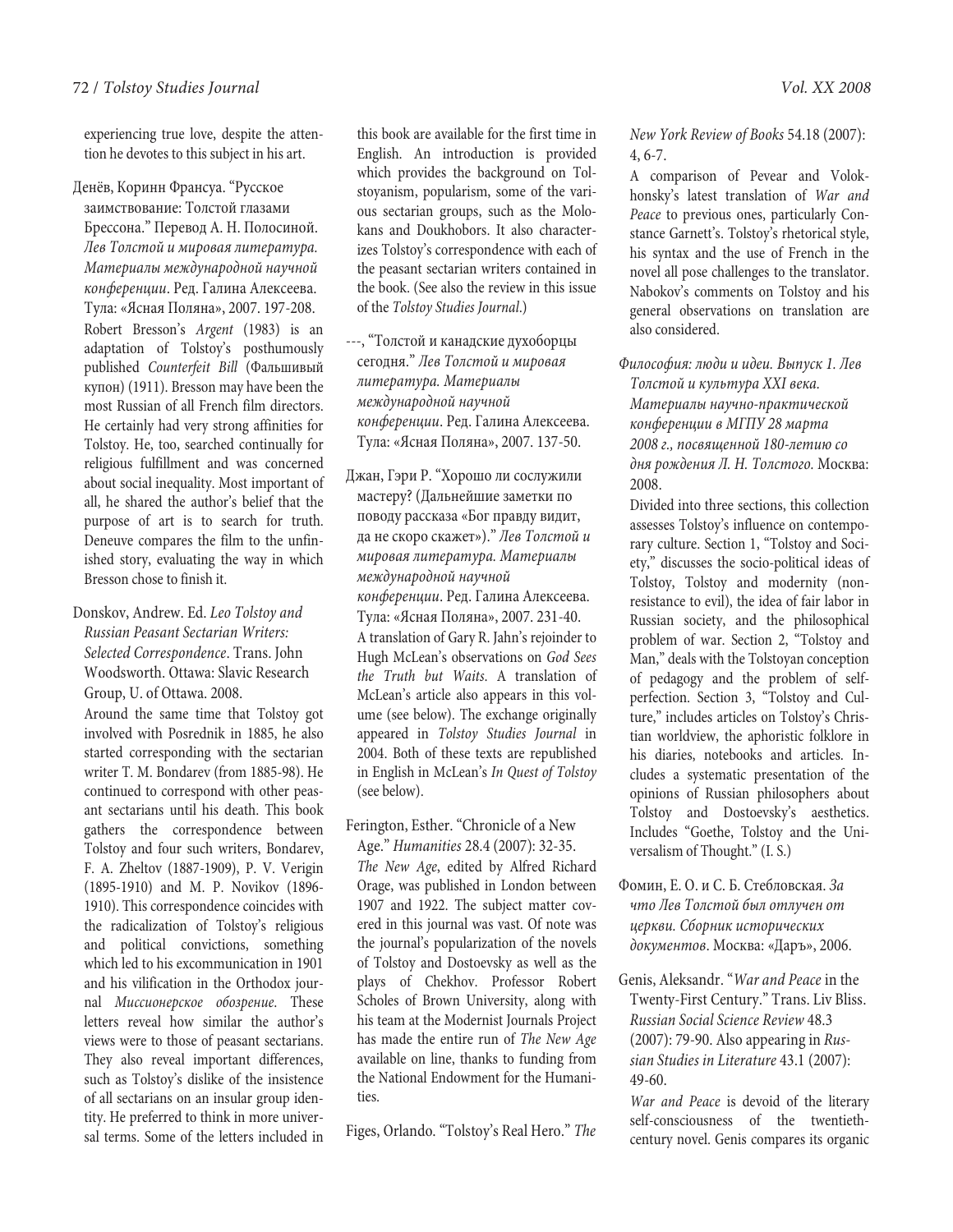experiencing true love, despite the attention he devotes to this subject in his art.

Денёв, Коринн Франсуа. "Русское заимствование: Толстой глазами Брессона." Перевод А. Н. Полосиной. *Лев Толстой и мировая литература. Материалы международной научной конференции*. Ред. Галина Алексеева. Тула: «Ясная Поляна», 2007. 197-208.

Robert Bresson's *Argent* (1983) is an adaptation of Tolstoy's posthumously published *Counterfeit Bill* (Фальшивый купон) (1911). Bresson may have been the most Russian of all French film directors. He certainly had very strong affinities for Tolstoy. He, too, searched continually for religious fulfillment and was concerned about social inequality. Most important of all, he shared the author's belief that the purpose of art is to search for truth. Deneuve compares the film to the unfinished story, evaluating the way in which Bresson chose to finish it.

Donskov, Andrew. Ed. *Leo Tolstoy and Russian Peasant Sectarian Writers: Selected Correspondence*. Trans. John Woodsworth. Ottawa: Slavic Research Group, U. of Ottawa. 2008.

Around the same time that Tolstoy got involved with Posrednik in 1885, he also started corresponding with the sectarian writer T. M. Bondarev (from 1885-98). He continued to correspond with other peasant sectarians until his death. This book gathers the correspondence between Tolstoy and four such writers, Bondarev, F. A. Zheltov (1887-1909), P. V. Verigin (1895-1910) and M. P. Novikov (1896-1910). This correspondence coincides with the radicalization of Tolstoy's religious and political convictions, something which led to his excommunication in 1901 and his vilification in the Orthodox journal *Миссионерское обозрение*. These letters reveal how similar the author's views were to those of peasant sectarians. They also reveal important differences, such as Tolstoy's dislike of the insistence of all sectarians on an insular group identity. He preferred to think in more universal terms. Some of the letters included in this book are available for the first time in English. An introduction is provided which provides the background on Tolstoyanism, popularism, some of the various sectarian groups, such as the Molokans and Doukhobors. It also characterizes Tolstoy's correspondence with each of the peasant sectarian writers contained in the book. (See also the review in this issue of the *Tolstoy Studies Journal*.)

---, "Толстой и канадские духоборцы сегодня." *Лев Толстой и мировая литература. Материалы международной научной конференции*. Ред. Галина Алексеева. Тула: «Ясная Поляна», 2007. 137-50.

Джан, Гэри Р. "Хорошо ли сослужили мастеру? (Дальнейшие заметки по поводу рассказа «Бог правду видит, да не скоро скажет»)." *Лев Толстой и мировая литература. Материалы международной научной конференции*. Ред. Галина Алексеева. Тула: «Ясная Поляна», 2007. 231-40.

A translation of Gary R. Jahn's rejoinder to Hugh McLean's observations on *God Sees the Truth but Waits*. A translation of McLean's article also appears in this volume (see below). The exchange originally appeared in *Tolstoy Studies Journal* in 2004. Both of these texts are republished in English in McLean's *In Quest of Tolstoy* (see below).

Ferington, Esther. "Chronicle of a New Age." *Humanities* 28.4 (2007): 32-35.

*The New Age*, edited by Alfred Richard Orage, was published in London between 1907 and 1922. The subject matter covered in this journal was vast. Of note was the journal's popularization of the novels of Tolstoy and Dostoevsky as well as the plays of Chekhov. Professor Robert Scholes of Brown University, along with his team at the Modernist Journals Project has made the entire run of *The New Age* available on line, thanks to funding from the National Endowment for the Humanities.

Figes, Orlando. "Tolstoy's Real Hero." *The New York Review of Books* 54.18 (2007): 4, 6-7.

A comparison of Pevear and Volokhonsky's latest translation of *War and Peace* to previous ones, particularly Constance Garnett's. Tolstoy's rhetorical style, his syntax and the use of French in the novel all pose challenges to the translator. Nabokov's comments on Tolstoy and his general observations on translation are also considered.

*Философия: люди и идеи. Выпуск 1. Лев Толстой и культура XXI века. Материалы научно-практической конференции в МГПУ 28 марта 2008 г., посвященной 180-летию со дня рождения Л. Н. Толстого.* Москва: 2008.

Divided into three sections, this collection assesses Tolstoy's influence on contemporary culture. Section 1, "Tolstoy and Society," discusses the socio-political ideas of Tolstoy, Tolstoy and modernity (nonresistance to evil), the idea of fair labor in Russian society, and the philosophical problem of war. Section 2, "Tolstoy and Man," deals with the Tolstoyan conception of pedagogy and the problem of self-perfection. Section 3, "Tolstoy and Culture," includes articles on Tolstoy's Christian worldview, the aphoristic folklore in his diaries, notebooks and articles. Includes a systematic presentation of the opinions of Russian philosophers about Tolstoy and Dostoevsky's aesthetics. Includes "Goethe, Tolstoy and the Universalism of Thought." (I. S.)

Фомин, Е. О. и С. Б. Стебловская. *За что Лев Толстой был отлучен от церкви. Сборник исторических документов*. Москва: «Даръ», 2006.

Genis, Aleksandr. "*War and Peace* in the Twenty-First Century." Trans. Liv Bliss. *Russian Social Science Review* 48.3 (2007): 79-90. Also appearing in *Russian Studies in Literature* 43.1 (2007): 49-60.

*War and Peace* is devoid of the literary self-consciousness of the twentieth-century novel. Genis compares its organic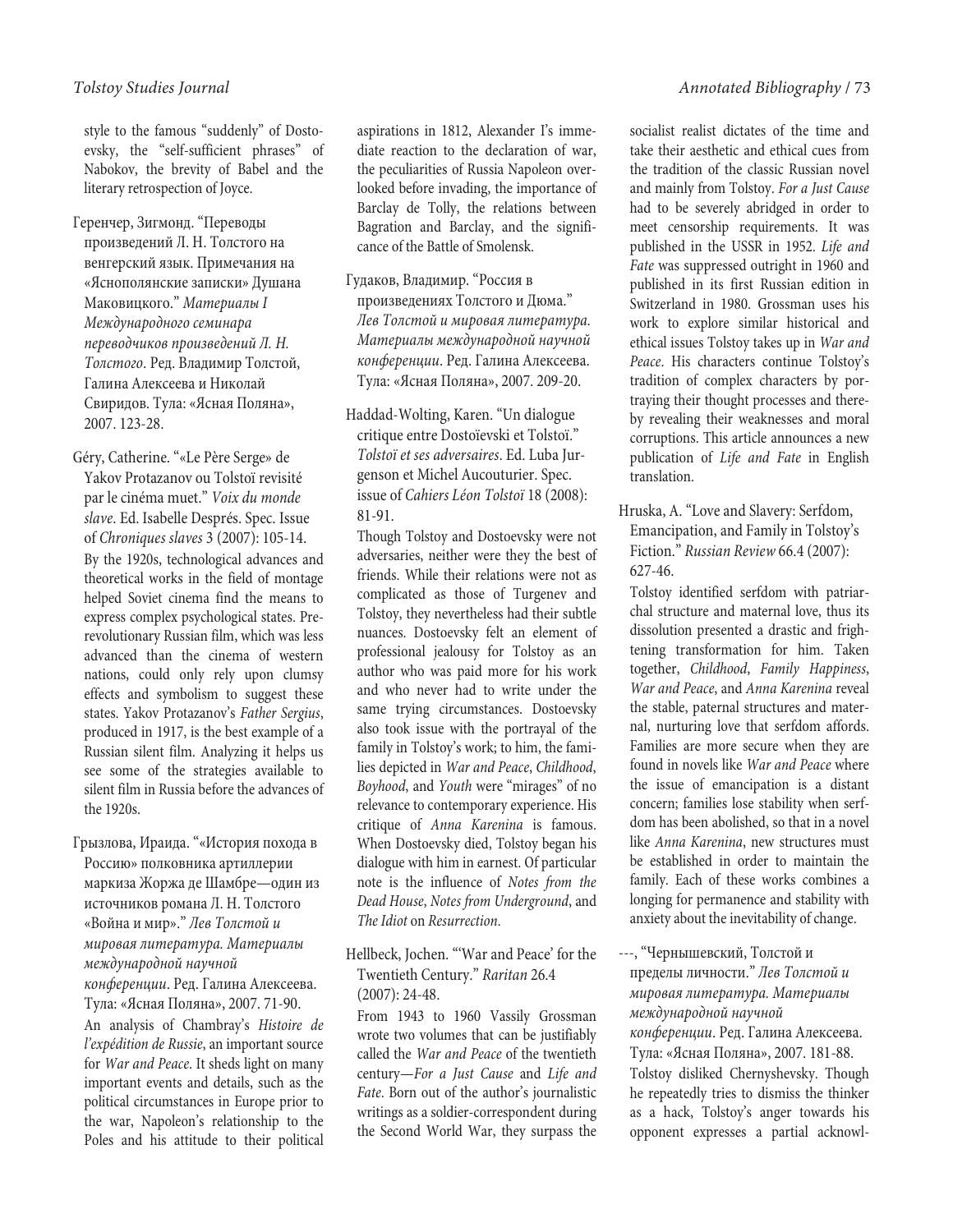style to the famous "suddenly" of Dostoevsky, the "self-sufficient phrases" of Nabokov, the brevity of Babel and the literary retrospection of Joyce.

Геренчер, Зигмонд. "Переводы произведений Л. Н. Толстого на венгерский язык. Примечания на «Яснополянские записки» Душана Маковицкого." *Материалы I Международного семинара переводчиков произведений Л. Н. Толстого*. Ред. Владимир Толстой, Галина Алексеева и Николай Свиридов. Тула: «Ясная Поляна», 2007. 123-28.

Géry, Catherine. "«Le Père Serge» de Yakov Protazanov ou Tolstoï revisité par le cinéma muet." *Voix du monde slave*. Ed. Isabelle Després. Spec. Issue of *Chroniques slaves* 3 (2007): 105-14.

By the 1920s, technological advances and theoretical works in the field of montage helped Soviet cinema find the means to express complex psychological states. Prerevolutionary Russian film, which was less advanced than the cinema of western nations, could only rely upon clumsy effects and symbolism to suggest these states. Yakov Protazanov's *Father Sergius*, produced in 1917, is the best example of a Russian silent film. Analyzing it helps us see some of the strategies available to silent film in Russia before the advances of the 1920s.

Грызлова, Ираида. "«История похода в Россию» полковника артиллерии маркиза Жоржа де Шамбре—один из источников романа Л. Н. Толстого «Война и мир»." *Лев Толстой и мировая литература. Материалы международной научной конференции*. Ред. Галина Алексеева. Тула: «Ясная Поляна», 2007. 71-90.

An analysis of Chambray's *Histoire de l'expédition de Russie*, an important source for *War and Peace*. It sheds light on many important events and details, such as the political circumstances in Europe prior to the war, Napoleon's relationship to the Poles and his attitude to their political aspirations in 1812, Alexander I's immediate reaction to the declaration of war, the peculiarities of Russia Napoleon overlooked before invading, the importance of Barclay de Tolly, the relations between Bagration and Barclay, and the significance of the Battle of Smolensk.

Гудаков, Владимир. "Россия в произведениях Толстого и Дюма." *Лев Толстой и мировая литература. Материалы международной научной конференции*. Ред. Галина Алексеева. Тула: «Ясная Поляна», 2007. 209-20.

Haddad-Wolting, Karen. "Un dialogue critique entre Dostoïevski et Tolstoï." *Tolstoï et ses adversaires*. Ed. Luba Jurgenson et Michel Aucouturier. Spec. issue of *Cahiers Léon Tolstoï* 18 (2008): 81-91.

Though Tolstoy and Dostoevsky were not adversaries, neither were they the best of friends. While their relations were not as complicated as those of Turgenev and Tolstoy, they nevertheless had their subtle nuances. Dostoevsky felt an element of professional jealousy for Tolstoy as an author who was paid more for his work and who never had to write under the same trying circumstances. Dostoevsky also took issue with the portrayal of the family in Tolstoy's work; to him, the families depicted in *War and Peace*, *Childhood*, *Boyhood*, and *Youth* were "mirages" of no relevance to contemporary experience. His critique of *Anna Karenina* is famous. When Dostoevsky died, Tolstoy began his dialogue with him in earnest. Of particular note is the influence of *Notes from the Dead House*, *Notes from Underground*, and *The Idiot* on *Resurrection*.

Hellbeck, Jochen. "'War and Peace' for the Twentieth Century." *Raritan* 26.4 (2007): 24-48.

From 1943 to 1960 Vassily Grossman wrote two volumes that can be justifiably called the *War and Peace* of the twentieth century—*For a Just Cause* and *Life and Fate*. Born out of the author's journalistic writings as a soldier-correspondent during the Second World War, they surpass the socialist realist dictates of the time and take their aesthetic and ethical cues from the tradition of the classic Russian novel and mainly from Tolstoy. *For a Just Cause* had to be severely abridged in order to meet censorship requirements. It was published in the USSR in 1952. *Life and Fate* was suppressed outright in 1960 and published in its first Russian edition in Switzerland in 1980. Grossman uses his work to explore similar historical and ethical issues Tolstoy takes up in *War and Peace*. His characters continue Tolstoy's tradition of complex characters by portraying their thought processes and thereby revealing their weaknesses and moral corruptions. This article announces a new publication of *Life and Fate* in English translation.

Hruska, A. "Love and Slavery: Serfdom, Emancipation, and Family in Tolstoy's Fiction." *Russian Review* 66.4 (2007): 627-46.

Tolstoy identified serfdom with patriarchal structure and maternal love, thus its dissolution presented a drastic and frightening transformation for him. Taken together, *Childhood*, *Family Happiness*, *War and Peace*, and *Anna Karenina* reveal the stable, paternal structures and maternal, nurturing love that serfdom affords. Families are more secure when they are found in novels like *War and Peace* where the issue of emancipation is a distant concern; families lose stability when serfdom has been abolished, so that in a novel like *Anna Karenina*, new structures must be established in order to maintain the family. Each of these works combines a longing for permanence and stability with anxiety about the inevitability of change.

---, "Чернышевский, Толстой и пределы личности." *Лев Толстой и мировая литература. Материалы международной научной конференции*. Ред. Галина Алексеева. Тула: «Ясная Поляна», 2007. 181-88.

Tolstoy disliked Chernyshevsky. Though he repeatedly tries to dismiss the thinker as a hack, Tolstoy's anger towards his opponent expresses a partial acknowl-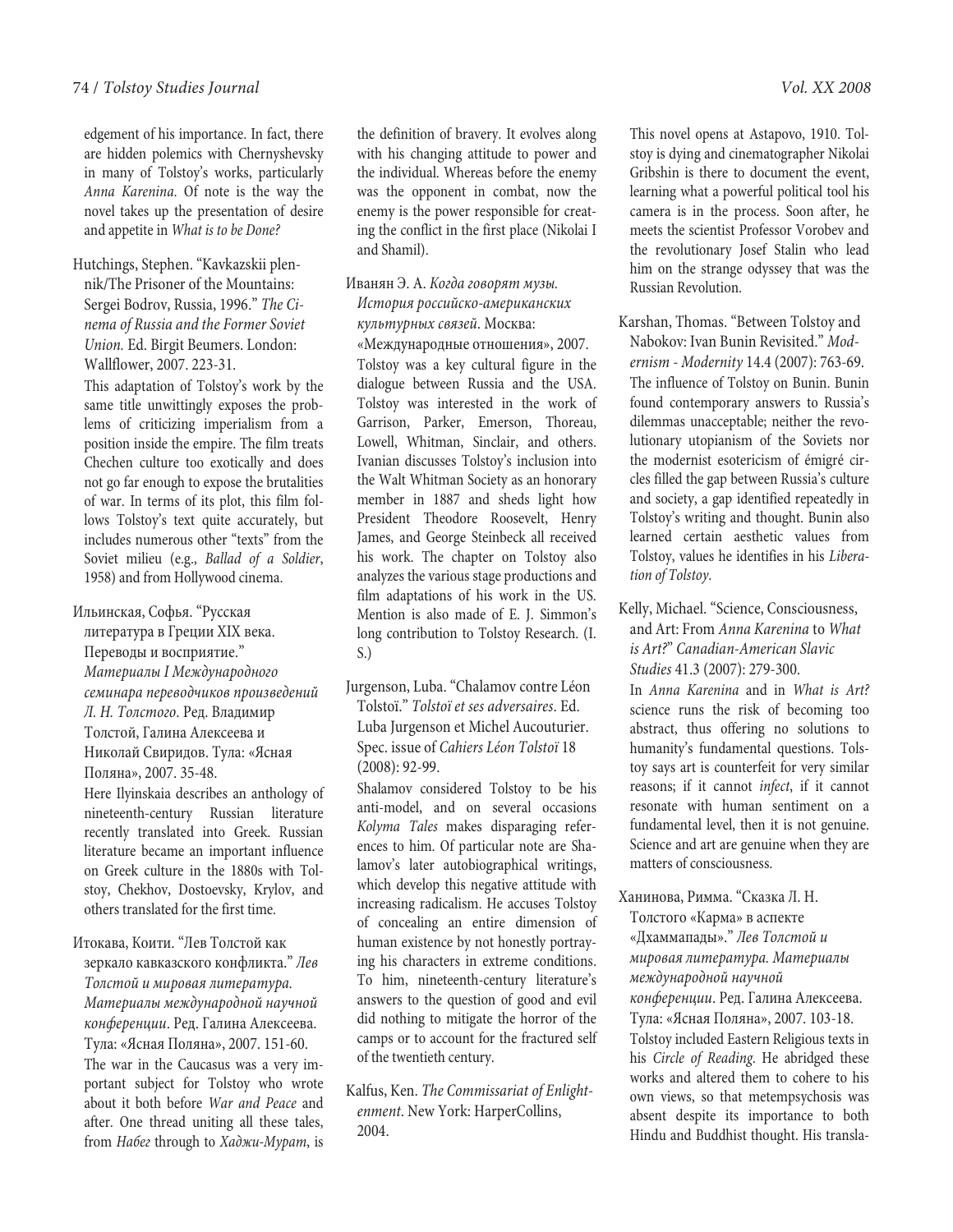edgement of his importance. In fact, there are hidden polemics with Chernyshevsky in many of Tolstoy's works, particularly *Anna Karenina*. Of note is the way the novel takes up the presentation of desire and appetite in *What is to be Done?*

Hutchings, Stephen. "Kavkazskii plennik/The Prisoner of the Mountains: Sergei Bodrov, Russia, 1996." *The Cinema of Russia and the Former Soviet Union.* Ed. Birgit Beumers. London: Wallflower, 2007. 223-31.

This adaptation of Tolstoy's work by the same title unwittingly exposes the problems of criticizing imperialism from a position inside the empire. The film treats Chechen culture too exotically and does not go far enough to expose the brutalities of war. In terms of its plot, this film follows Tolstoy's text quite accurately, but includes numerous other "texts" from the Soviet milieu (e.g., *Ballad of a Soldier*, 1958) and from Hollywood cinema.

Ильинская, Софья. "Русская литература в Греции XIX века. Переводы и восприятие." *Материалы I Международного семинара переводчиков произведений Л. Н. Толстого*. Ред. Владимир Толстой, Галина Алексеева и Николай Свиридов. Тула: «Ясная Поляна», 2007. 35-48.

Here Ilyinskaia describes an anthology of nineteenth-century Russian literature recently translated into Greek. Russian literature became an important influence on Greek culture in the 1880s with Tolstoy, Chekhov, Dostoevsky, Krylov, and others translated for the first time.

Итокава, Коити. "Лев Толстой как зеркало кавказского конфликта." *Лев Толстой и мировая литература. Материалы международной научной конференции*. Ред. Галина Алексеева. Тула: «Ясная Поляна», 2007. 151-60.

The war in the Caucasus was a very important subject for Tolstoy who wrote about it both before *War and Peace* and after. One thread uniting all these tales, from *Набег* through to *Хаджи-Мурат*, is the definition of bravery. It evolves along with his changing attitude to power and the individual. Whereas before the enemy was the opponent in combat, now the enemy is the power responsible for creating the conflict in the first place (Nikolai I and Shamil).

Иванян Э. А. *Когда говорят музы. История российско-американских культурных связей*. Москва: «Международные отношения», 2007.

Tolstoy was a key cultural figure in the dialogue between Russia and the USA. Tolstoy was interested in the work of Garrison, Parker, Emerson, Thoreau, Lowell, Whitman, Sinclair, and others. Ivanian discusses Tolstoy's inclusion into the Walt Whitman Society as an honorary member in 1887 and sheds light how President Theodore Roosevelt, Henry James, and George Steinbeck all received his work. The chapter on Tolstoy also analyzes the various stage productions and film adaptations of his work in the US. Mention is also made of E. J. Simmon's long contribution to Tolstoy Research. (I. S.)

Jurgenson, Luba. "Chalamov contre Léon Tolstoï." *Tolstoï et ses adversaires*. Ed. Luba Jurgenson et Michel Aucouturier. Spec. issue of *Cahiers Léon Tolstoï* 18 (2008): 92-99.

Shalamov considered Tolstoy to be his anti-model, and on several occasions *Kolyma Tales* makes disparaging references to him. Of particular note are Shalamov's later autobiographical writings, which develop this negative attitude with increasing radicalism. He accuses Tolstoy of concealing an entire dimension of human existence by not honestly portraying his characters in extreme conditions. To him, nineteenth-century literature's answers to the question of good and evil did nothing to mitigate the horror of the camps or to account for the fractured self of the twentieth century.

Kalfus, Ken. *The Commissariat of Enlightenment*. New York: HarperCollins, 2004.

This novel opens at Astapovo, 1910. Tolstoy is dying and cinematographer Nikolai Gribshin is there to document the event, learning what a powerful political tool his camera is in the process. Soon after, he meets the scientist Professor Vorobev and the revolutionary Josef Stalin who lead him on the strange odyssey that was the Russian Revolution.

Karshan, Thomas. "Between Tolstoy and Nabokov: Ivan Bunin Revisited." *Modernism - Modernity* 14.4 (2007): 763-69.

The influence of Tolstoy on Bunin. Bunin found contemporary answers to Russia's dilemmas unacceptable; neither the revolutionary utopianism of the Soviets nor the modernist esotericism of émigré circles filled the gap between Russia's culture and society, a gap identified repeatedly in Tolstoy's writing and thought. Bunin also learned certain aesthetic values from Tolstoy, values he identifies in his *Liberation of Tolstoy*.

Kelly, Michael. "Science, Consciousness, and Art: From *Anna Karenina* to *What is Art?*" *Canadian-American Slavic Studies* 41.3 (2007): 279-300.

In *Anna Karenina* and in *What is Art?* science runs the risk of becoming too abstract, thus offering no solutions to humanity's fundamental questions. Tolstoy says art is counterfeit for very similar reasons; if it cannot *infect*, if it cannot resonate with human sentiment on a fundamental level, then it is not genuine. Science and art are genuine when they are matters of consciousness.

Ханинова, Римма. "Сказка Л. Н. Толстого «Карма» в аспекте «Дхаммапады»." *Лев Толстой и мировая литература. Материалы международной научной конференции*. Ред. Галина Алексеева. Тула: «Ясная Поляна», 2007. 103-18.

Tolstoy included Eastern Religious texts in his *Circle of Reading*. He abridged these works and altered them to cohere to his own views, so that metempsychosis was absent despite its importance to both Hindu and Buddhist thought. His transla-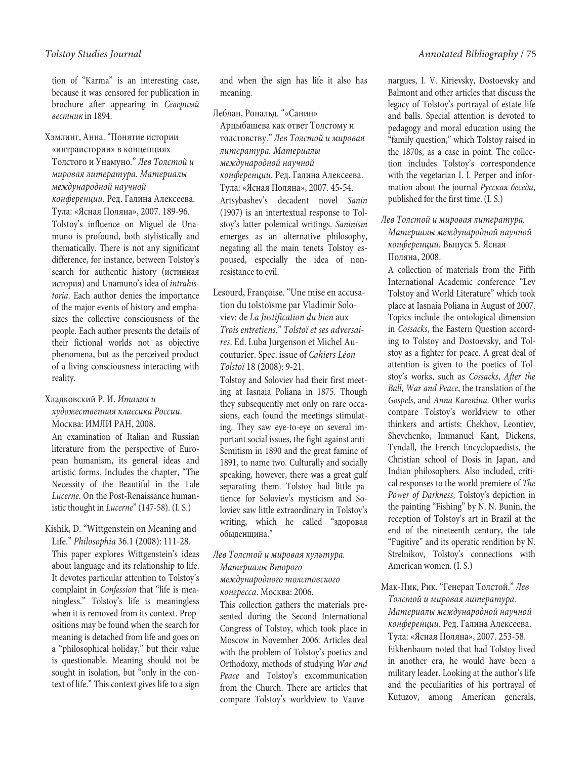tion of "Karma" is an interesting case, because it was censored for publication in brochure after appearing in *Северный вестник* in 1894.

Хэмлинг, Анна. "Понятие истории «интраистории» в концепциях Толстого и Унамуно." *Лев Толстой и мировая литература. Материалы международной научной конференции*. Ред. Галина Алексеева. Тула: «Ясная Поляна», 2007. 189-96.
Tolstoy's influence on Miguel de Unamuno is profound, both stylistically and thematically. There is not any significant difference, for instance, between Tolstoy's search for authentic history (истинная история) and Unamuno's idea of *intrahistoria*. Each author denies the importance of the major events of history and emphasizes the collective consciousness of the people. Each author presents the details of their fictional worlds not as objective phenomena, but as the perceived product of a living consciousness interacting with reality.

Хладковский Р. И. *Италия и художественная классика России*. Москва: ИМЛИ РАН, 2008.
An examination of Italian and Russian literature from the perspective of European humanism, its general ideas and artistic forms. Includes the chapter, "The Necessity of the Beautiful in the Tale *Lucerne*. On the Post-Renaissance humanistic thought in *Lucerne*" (147-58). (I. S.)

Kishik, D. "Wittgenstein on Meaning and Life." *Philosophia* 36.1 (2008): 111-28.
This paper explores Wittgenstein's ideas about language and its relationship to life. It devotes particular attention to Tolstoy's complaint in *Confession* that "life is meaningless." Tolstoy's life is meaningless when it is removed from its context. Propositions may be found when the search for meaning is detached from life and goes on a "philosophical holiday," but their value is questionable. Meaning should not be sought in isolation, but "only in the context of life." This context gives life to a sign and when the sign has life it also has meaning.

Леблан, Рональд. "«Санин» Арцыбашева как ответ Толстому и толстовству." *Лев Толстой и мировая литература. Материалы международной научной конференции*. Ред. Галина Алексеева. Тула: «Ясная Поляна», 2007. 45-54.
Artsybashev's decadent novel *Sanin* (1907) is an intertextual response to Tolstoy's latter polemical writings. *Saninism* emerges as an alternative philosophy, negating all the main tenets Tolstoy espoused, especially the idea of nonresistance to evil.

Lesourd, Françoise. "Une mise en accusation du tolstoïsme par Vladimir Soloviev: de *La Justification du bien* aux *Trois entretiens*." *Tolstoï et ses adversaires*. Ed. Luba Jurgenson et Michel Aucouturier. Spec. issue of *Cahiers Léon Tolstoï* 18 (2008): 9-21.
Tolstoy and Soloviev had their first meeting at Iasnaia Poliana in 1875. Though they subsequently met only on rare occasions, each found the meetings stimulating. They saw eye-to-eye on several important social issues, the fight against anti-Semitism in 1890 and the great famine of 1891, to name two. Culturally and socially speaking, however, there was a great gulf separating them. Tolstoy had little patience for Soloviev's mysticism and Soloviev saw little extraordinary in Tolstoy's writing, which he called "здоровая обыденщина."

*Лев Толстой и мировая культура. Материалы Второго международного толстовского конгресса*. Москва: 2006.
This collection gathers the materials presented during the Second International Congress of Tolstoy, which took place in Moscow in November 2006. Articles deal with the problem of Tolstoy's poetics and Orthodoxy, methods of studying *War and Peace* and Tolstoy's excommunication from the Church. There are articles that compare Tolstoy's worldview to Vauvenargues, I. V. Kirievsky, Dostoevsky and Balmont and other articles that discuss the legacy of Tolstoy's portrayal of estate life and balls. Special attention is devoted to pedagogy and moral education using the "family question," which Tolstoy raised in the 1870s, as a case in point. The collection includes Tolstoy's correspondence with the vegetarian I. I. Perper and information about the journal *Русская беседа*, published for the first time. (I. S.)

*Лев Толстой и мировая литература. Материалы международной научной конференции*. Выпуск 5. Ясная Поляна, 2008.
A collection of materials from the Fifth International Academic conference "Lev Tolstoy and World Literature" which took place at Iasnaia Poliana in August of 2007. Topics include the ontological dimension in *Cossacks*, the Eastern Question according to Tolstoy and Dostoevsky, and Tolstoy as a fighter for peace. A great deal of attention is given to the poetics of Tolstoy's works, such as *Cossacks*, *After the Ball*, *War and Peace*, the translation of the *Gospels*, and *Anna Karenina*. Other works compare Tolstoy's worldview to other thinkers and artists: Chekhov, Leontiev, Shevchenko, Immanuel Kant, Dickens, Tyndall, the French Encyclopaedists, the Christian school of Dosis in Japan, and Indian philosophers. Also included, critical responses to the world premiere of *The Power of Darkness*, Tolstoy's depiction in the painting "Fishing" by N. N. Bunin, the reception of Tolstoy's art in Brazil at the end of the nineteenth century, the tale "Fugitive" and its operatic rendition by N. Strelnikov, Tolstoy's connections with American women. (I. S.)

Мак-Пик, Рик. "Генерал Толстой." *Лев Толстой и мировая литература. Материалы международной научной конференции*. Ред. Галина Алексеева. Тула: «Ясная Поляна», 2007. 253-58.
Eikhenbaum noted that had Tolstoy lived in another era, he would have been a military leader. Looking at the author's life and the peculiarities of his portrayal of Kutuzov, among American generals,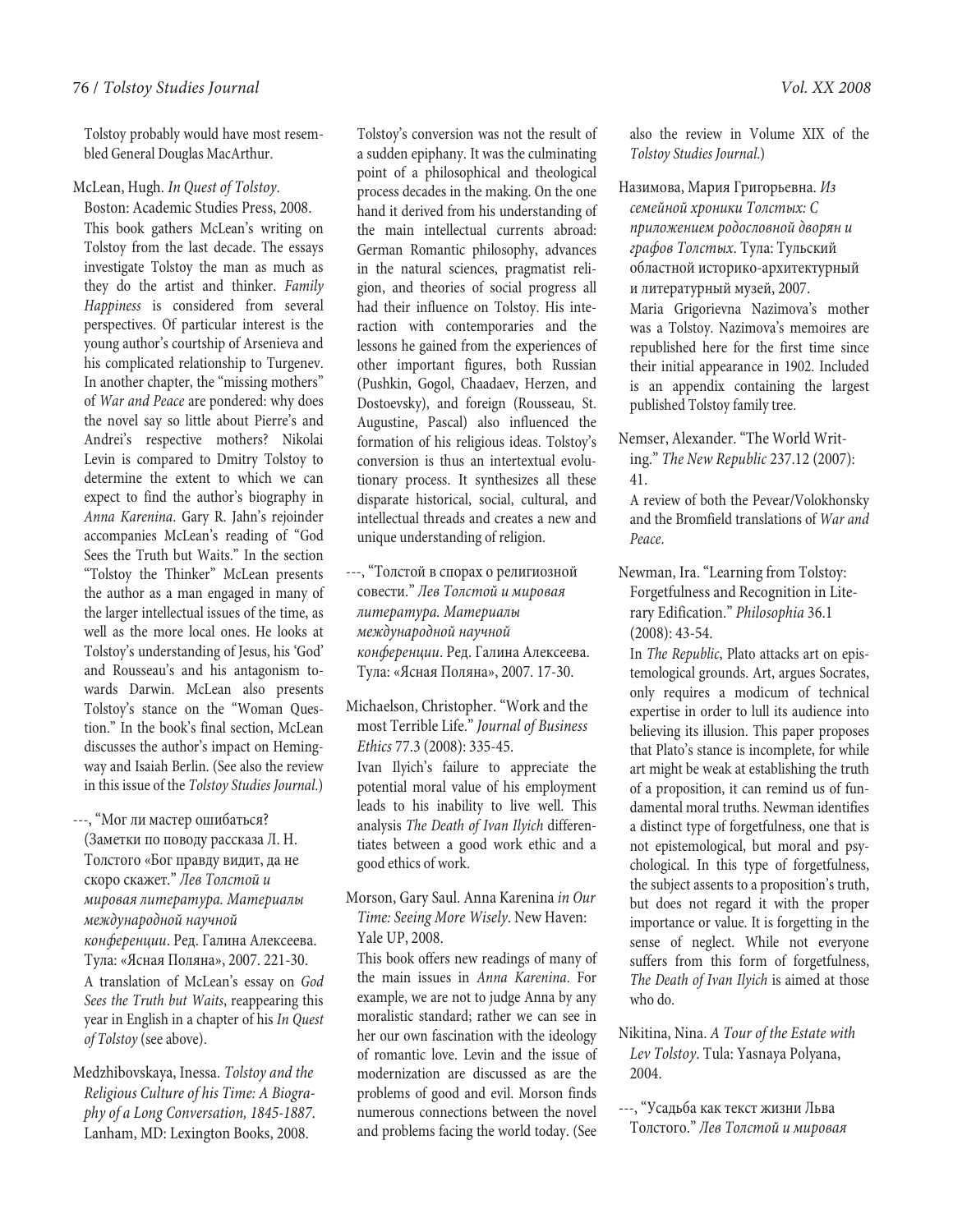Tolstoy probably would have most resembled General Douglas MacArthur.

McLean, Hugh. *In Quest of Tolstoy*. Boston: Academic Studies Press, 2008.

This book gathers McLean's writing on Tolstoy from the last decade. The essays investigate Tolstoy the man as much as they do the artist and thinker. *Family Happiness* is considered from several perspectives. Of particular interest is the young author's courtship of Arsenieva and his complicated relationship to Turgenev. In another chapter, the "missing mothers" of *War and Peace* are pondered: why does the novel say so little about Pierre's and Andrei's respective mothers? Nikolai Levin is compared to Dmitry Tolstoy to determine the extent to which we can expect to find the author's biography in *Anna Karenina*. Gary R. Jahn's rejoinder accompanies McLean's reading of "God Sees the Truth but Waits." In the section "Tolstoy the Thinker" McLean presents the author as a man engaged in many of the larger intellectual issues of the time, as well as the more local ones. He looks at Tolstoy's understanding of Jesus, his 'God' and Rousseau's and his antagonism towards Darwin. McLean also presents Tolstoy's stance on the "Woman Question." In the book's final section, McLean discusses the author's impact on Hemingway and Isaiah Berlin. (See also the review in this issue of the *Tolstoy Studies Journal*.)

---, "Мог ли мастер ошибаться? (Заметки по поводу рассказа Л. Н. Толстого «Бог правду видит, да не скоро скажет." *Лев Толстой и мировая литература. Материалы международной научной конференции*. Ред. Галина Алексеева. Тула: «Ясная Поляна», 2007. 221-30.

A translation of McLean's essay on *God Sees the Truth but Waits*, reappearing this year in English in a chapter of his *In Quest of Tolstoy* (see above).

Medzhibovskaya, Inessa. *Tolstoy and the Religious Culture of his Time: A Biography of a Long Conversation, 1845-1887*. Lanham, MD: Lexington Books, 2008.

Tolstoy's conversion was not the result of a sudden epiphany. It was the culminating point of a philosophical and theological process decades in the making. On the one hand it derived from his understanding of the main intellectual currents abroad: German Romantic philosophy, advances in the natural sciences, pragmatist religion, and theories of social progress all had their influence on Tolstoy. His interaction with contemporaries and the lessons he gained from the experiences of other important figures, both Russian (Pushkin, Gogol, Chaadaev, Herzen, and Dostoevsky), and foreign (Rousseau, St. Augustine, Pascal) also influenced the formation of his religious ideas. Tolstoy's conversion is thus an intertextual evolutionary process. It synthesizes all these disparate historical, social, cultural, and intellectual threads and creates a new and unique understanding of religion.

---, "Толстой в спорах о религиозной совести." *Лев Толстой и мировая литература. Материалы международной научной конференции*. Ред. Галина Алексеева. Тула: «Ясная Поляна», 2007. 17-30.

Michaelson, Christopher. "Work and the most Terrible Life." *Journal of Business Ethics* 77.3 (2008): 335-45.

Ivan Ilyich's failure to appreciate the potential moral value of his employment leads to his inability to live well. This analysis *The Death of Ivan Ilyich* differentiates between a good work ethic and a good ethics of work.

Morson, Gary Saul. Anna Karenina *in Our Time: Seeing More Wisely*. New Haven: Yale UP, 2008.

This book offers new readings of many of the main issues in *Anna Karenina*. For example, we are not to judge Anna by any moralistic standard; rather we can see in her our own fascination with the ideology of romantic love. Levin and the issue of modernization are discussed as are the problems of good and evil. Morson finds numerous connections between the novel and problems facing the world today. (See also the review in Volume XIX of the *Tolstoy Studies Journal*.)

Назимова, Мария Григорьевна. *Из семейной хроники Толстых: С приложением родословной дворян и графов Толстых*. Тула: Тульский областной историко-архитектурный и литературный музей, 2007.

Maria Grigorievna Nazimova's mother was a Tolstoy. Nazimova's memoires are republished here for the first time since their initial appearance in 1902. Included is an appendix containing the largest published Tolstoy family tree.

Nemser, Alexander. "The World Writing." *The New Republic* 237.12 (2007): 41.

A review of both the Pevear/Volokhonsky and the Bromfield translations of *War and Peace*.

Newman, Ira. "Learning from Tolstoy: Forgetfulness and Recognition in Literary Edification." *Philosophia* 36.1 (2008): 43-54.

In *The Republic*, Plato attacks art on epistemological grounds. Art, argues Socrates, only requires a modicum of technical expertise in order to lull its audience into believing its illusion. This paper proposes that Plato's stance is incomplete, for while art might be weak at establishing the truth of a proposition, it can remind us of fundamental moral truths. Newman identifies a distinct type of forgetfulness, one that is not epistemological, but moral and psychological. In this type of forgetfulness, the subject assents to a proposition's truth, but does not regard it with the proper importance or value. It is forgetting in the sense of neglect. While not everyone suffers from this form of forgetfulness, *The Death of Ivan Ilyich* is aimed at those who do.

Nikitina, Nina. *A Tour of the Estate with Lev Tolstoy*. Tula: Yasnaya Polyana, 2004.

---, "Усадьба как текст жизни Льва Толстого." *Лев Толстой и мировая*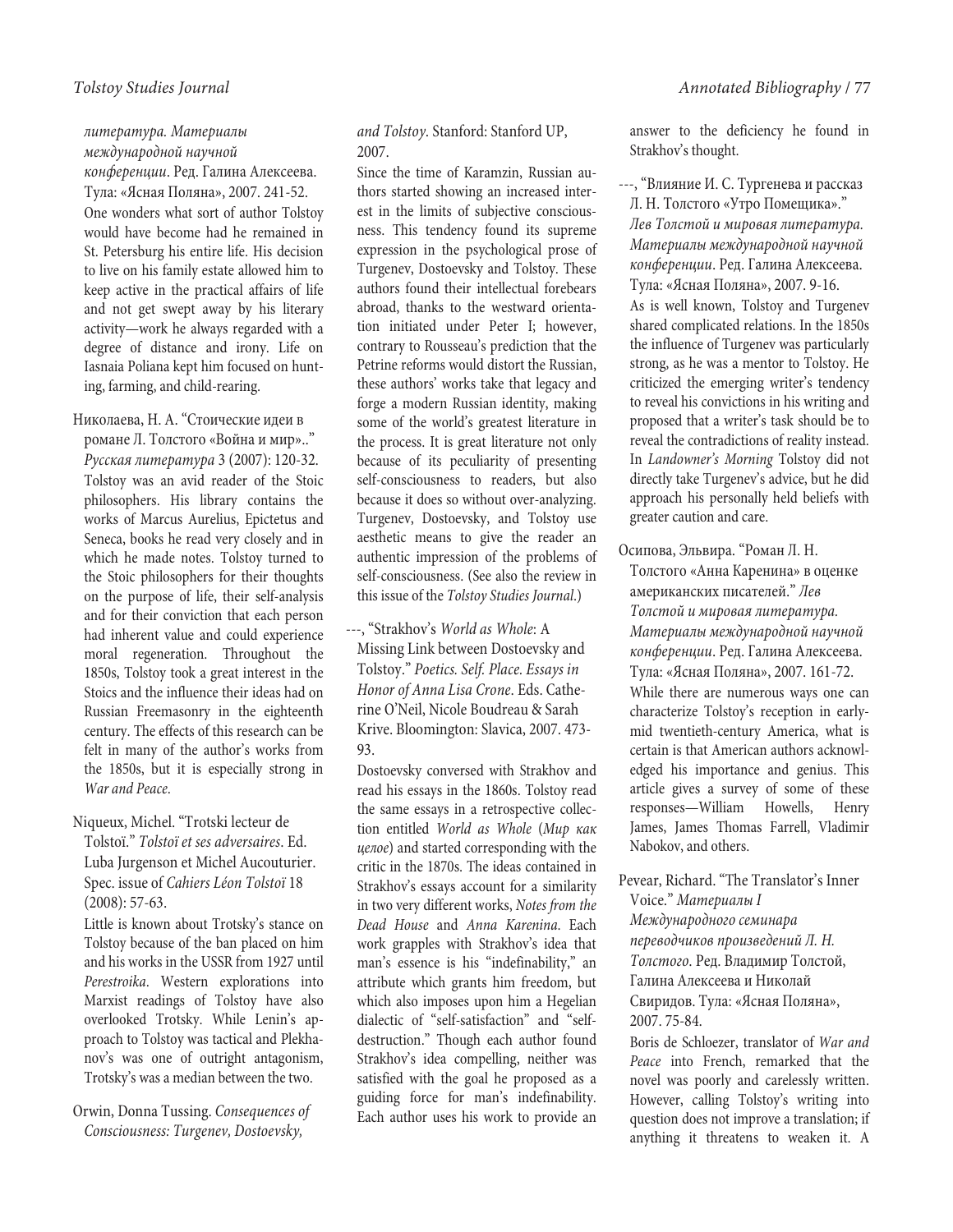*литература. Материалы международной научной конференции*. Ред. Галина Алексеева. Тула: «Ясная Поляна», 2007. 241-52.

One wonders what sort of author Tolstoy would have become had he remained in St. Petersburg his entire life. His decision to live on his family estate allowed him to keep active in the practical affairs of life and not get swept away by his literary activity—work he always regarded with a degree of distance and irony. Life on Iasnaia Poliana kept him focused on hunting, farming, and child-rearing.

Николаева, Н. А. "Стоические идеи в романе Л. Толстого «Война и мир».." *Русская литература* 3 (2007): 120-32.

Tolstoy was an avid reader of the Stoic philosophers. His library contains the works of Marcus Aurelius, Epictetus and Seneca, books he read very closely and in which he made notes. Tolstoy turned to the Stoic philosophers for their thoughts on the purpose of life, their self-analysis and for their conviction that each person had inherent value and could experience moral regeneration. Throughout the 1850s, Tolstoy took a great interest in the Stoics and the influence their ideas had on Russian Freemasonry in the eighteenth century. The effects of this research can be felt in many of the author's works from the 1850s, but it is especially strong in *War and Peace*.

Niqueux, Michel. "Trotski lecteur de Tolstoï." *Tolstoï et ses adversaires*. Ed. Luba Jurgenson et Michel Aucouturier. Spec. issue of *Cahiers Léon Tolstoï* 18 (2008): 57-63.

Little is known about Trotsky's stance on Tolstoy because of the ban placed on him and his works in the USSR from 1927 until *Perestroika*. Western explorations into Marxist readings of Tolstoy have also overlooked Trotsky. While Lenin's approach to Tolstoy was tactical and Plekhanov's was one of outright antagonism, Trotsky's was a median between the two.

Orwin, Donna Tussing. *Consequences of Consciousness: Turgenev, Dostoevsky, and Tolstoy*. Stanford: Stanford UP, 2007.

Since the time of Karamzin, Russian authors started showing an increased interest in the limits of subjective consciousness. This tendency found its supreme expression in the psychological prose of Turgenev, Dostoevsky and Tolstoy. These authors found their intellectual forebears abroad, thanks to the westward orientation initiated under Peter I; however, contrary to Rousseau's prediction that the Petrine reforms would distort the Russian, these authors' works take that legacy and forge a modern Russian identity, making some of the world's greatest literature in the process. It is great literature not only because of its peculiarity of presenting self-consciousness to readers, but also because it does so without over-analyzing. Turgenev, Dostoevsky, and Tolstoy use aesthetic means to give the reader an authentic impression of the problems of self-consciousness. (See also the review in this issue of the *Tolstoy Studies Journal*.)

---, "Strakhov's *World as Whole*: A Missing Link between Dostoevsky and Tolstoy." *Poetics. Self. Place. Essays in Honor of Anna Lisa Crone*. Eds. Catherine O'Neil, Nicole Boudreau & Sarah Krive. Bloomington: Slavica, 2007. 473-93.

Dostoevsky conversed with Strakhov and read his essays in the 1860s. Tolstoy read the same essays in a retrospective collection entitled *World as Whole* (*Мир как целое*) and started corresponding with the critic in the 1870s. The ideas contained in Strakhov's essays account for a similarity in two very different works, *Notes from the Dead House* and *Anna Karenina*. Each work grapples with Strakhov's idea that man's essence is his "indefinability," an attribute which grants him freedom, but which also imposes upon him a Hegelian dialectic of "self-satisfaction" and "self-destruction." Though each author found Strakhov's idea compelling, neither was satisfied with the goal he proposed as a guiding force for man's indefinability. Each author uses his work to provide an answer to the deficiency he found in Strakhov's thought.

---, "Влияние И. С. Тургенева и рассказ Л. Н. Толстого «Утро Помещика»." *Лев Толстой и мировая литература. Материалы международной научной конференции*. Ред. Галина Алексеева. Тула: «Ясная Поляна», 2007. 9-16.

As is well known, Tolstoy and Turgenev shared complicated relations. In the 1850s the influence of Turgenev was particularly strong, as he was a mentor to Tolstoy. He criticized the emerging writer's tendency to reveal his convictions in his writing and proposed that a writer's task should be to reveal the contradictions of reality instead. In *Landowner's Morning* Tolstoy did not directly take Turgenev's advice, but he did approach his personally held beliefs with greater caution and care.

Осипова, Эльвира. "Роман Л. Н. Толстого «Анна Каренина» в оценке американских писателей." *Лев Толстой и мировая литература. Материалы международной научной конференции*. Ред. Галина Алексеева. Тула: «Ясная Поляна», 2007. 161-72.

While there are numerous ways one can characterize Tolstoy's reception in early-mid twentieth-century America, what is certain is that American authors acknowledged his importance and genius. This article gives a survey of some of these responses—William Howells, Henry James, James Thomas Farrell, Vladimir Nabokov, and others.

Pevear, Richard. "The Translator's Inner Voice." *Материалы I Международного семинара переводчиков произведений Л. Н. Толстого*. Ред. Владимир Толстой, Галина Алексеева и Николай Свиридов. Тула: «Ясная Поляна», 2007. 75-84.

Boris de Schloezer, translator of *War and Peace* into French, remarked that the novel was poorly and carelessly written. However, calling Tolstoy's writing into question does not improve a translation; if anything it threatens to weaken it. A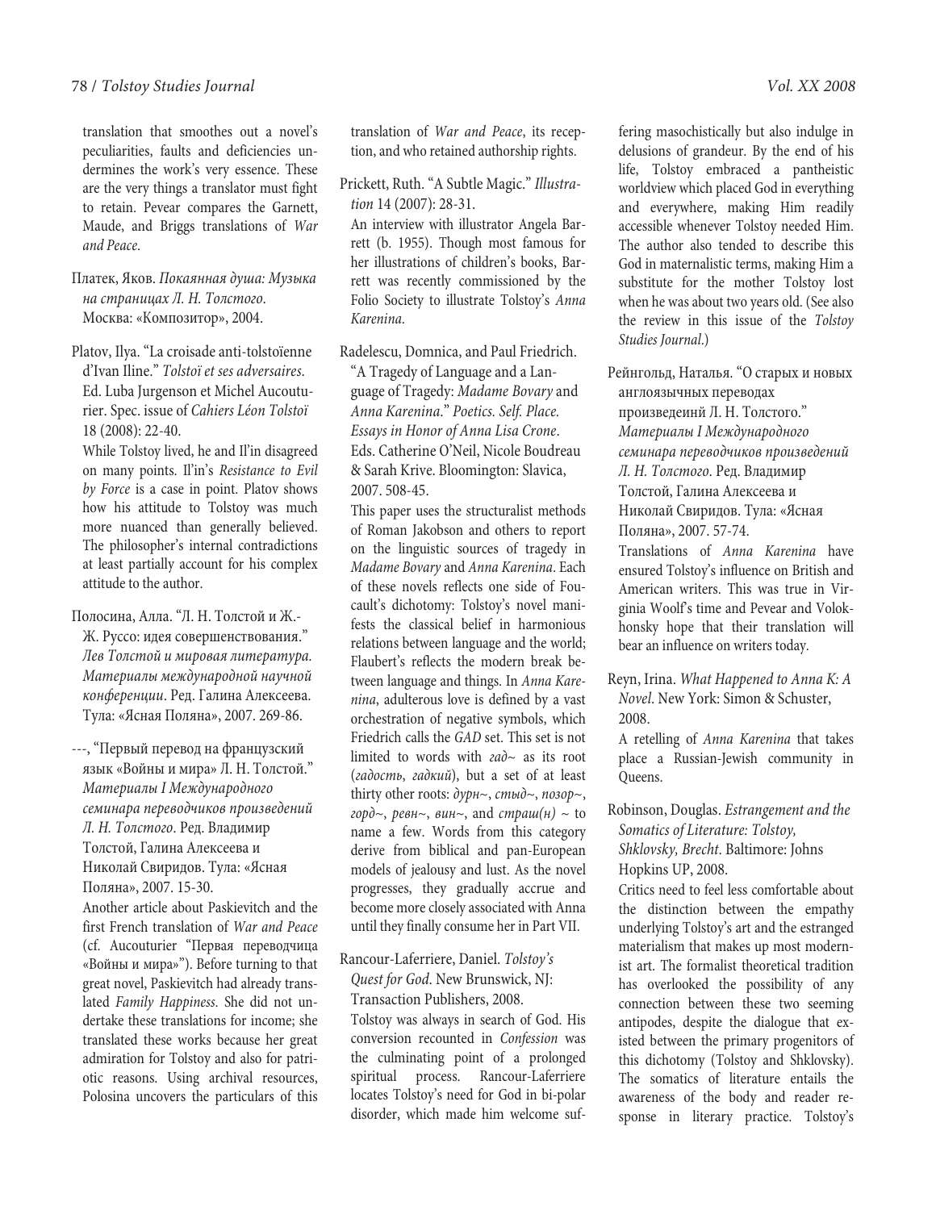translation that smoothes out a novel's peculiarities, faults and deficiencies undermines the work's very essence. These are the very things a translator must fight to retain. Pevear compares the Garnett, Maude, and Briggs translations of *War and Peace*.

Платек, Яков. *Покаянная душа: Музыка на страницах Л. Н. Толстого*. Москва: «Композитор», 2004.

Platov, Ilya. "La croisade anti-tolstoïenne d'Ivan Iline." *Tolstoï et ses adversaires*. Ed. Luba Jurgenson et Michel Aucouturier. Spec. issue of *Cahiers Léon Tolstoï* 18 (2008): 22-40.
While Tolstoy lived, he and Il'in disagreed on many points. Il'in's *Resistance to Evil by Force* is a case in point. Platov shows how his attitude to Tolstoy was much more nuanced than generally believed. The philosopher's internal contradictions at least partially account for his complex attitude to the author.

Полосина, Алла. "Л. Н. Толстой и Ж.-Ж. Руссо: идея совершенствования." *Лев Толстой и мировая литература. Материалы международной научной конференции*. Ред. Галина Алексеева. Тула: «Ясная Поляна», 2007. 269-86.

---, "Первый перевод на французский язык «Войны и мира» Л. Н. Толстой." *Материалы I Международного семинара переводчиков произведений Л. Н. Толстого*. Ред. Владимир Толстой, Галина Алексеева и Николай Свиридов. Тула: «Ясная Поляна», 2007. 15-30.
Another article about Paskievitch and the first French translation of *War and Peace* (cf. Aucouturier "Первая переводчица «Войны и мира»"). Before turning to that great novel, Paskievitch had already translated *Family Happiness*. She did not undertake these translations for income; she translated these works because her great admiration for Tolstoy and also for patriotic reasons. Using archival resources, Polosina uncovers the particulars of this translation of *War and Peace*, its reception, and who retained authorship rights.

Prickett, Ruth. "A Subtle Magic." *Illustration* 14 (2007): 28-31.
An interview with illustrator Angela Barrett (b. 1955). Though most famous for her illustrations of children's books, Barrett was recently commissioned by the Folio Society to illustrate Tolstoy's *Anna Karenina*.

Radelescu, Domnica, and Paul Friedrich. "A Tragedy of Language and a Language of Tragedy: *Madame Bovary* and *Anna Karenina*." *Poetics. Self. Place. Essays in Honor of Anna Lisa Crone*. Eds. Catherine O'Neil, Nicole Boudreau & Sarah Krive. Bloomington: Slavica, 2007. 508-45.
This paper uses the structuralist methods of Roman Jakobson and others to report on the linguistic sources of tragedy in *Madame Bovary* and *Anna Karenina*. Each of these novels reflects one side of Foucault's dichotomy: Tolstoy's novel manifests the classical belief in harmonious relations between language and the world; Flaubert's reflects the modern break between language and things. In *Anna Karenina*, adulterous love is defined by a vast orchestration of negative symbols, which Friedrich calls the *GAD* set. This set is not limited to words with *гад*~ as its root (*гадость*, *гадкий*), but a set of at least thirty other roots: *дурн*~, *стыд*~, *позор*~, *горд*~, *ревн*~, *вин*~, and *страш(н)* ~ to name a few. Words from this category derive from biblical and pan-European models of jealousy and lust. As the novel progresses, they gradually accrue and become more closely associated with Anna until they finally consume her in Part VII.

Rancour-Laferriere, Daniel. *Tolstoy's Quest for God*. New Brunswick, NJ: Transaction Publishers, 2008.
Tolstoy was always in search of God. His conversion recounted in *Confession* was the culminating point of a prolonged spiritual process. Rancour-Laferriere locates Tolstoy's need for God in bi-polar disorder, which made him welcome suffering masochistically but also indulge in delusions of grandeur. By the end of his life, Tolstoy embraced a pantheistic worldview which placed God in everything and everywhere, making Him readily accessible whenever Tolstoy needed Him. The author also tended to describe this God in maternalistic terms, making Him a substitute for the mother Tolstoy lost when he was about two years old. (See also the review in this issue of the *Tolstoy Studies Journal*.)

Рейнгольд, Наталья. "О старых и новых англоязычных переводах произведеинй Л. Н. Толстого." *Материалы I Международного семинара переводчиков произведений Л. Н. Толстого*. Ред. Владимир Толстой, Галина Алексеева и Николай Свиридов. Тула: «Ясная Поляна», 2007. 57-74.
Translations of *Anna Karenina* have ensured Tolstoy's influence on British and American writers. This was true in Virginia Woolf's time and Pevear and Volokhonsky hope that their translation will bear an influence on writers today.

Reyn, Irina. *What Happened to Anna K: A Novel*. New York: Simon & Schuster, 2008.
A retelling of *Anna Karenina* that takes place a Russian-Jewish community in Queens.

Robinson, Douglas. *Estrangement and the Somatics of Literature: Tolstoy, Shklovsky, Brecht*. Baltimore: Johns Hopkins UP, 2008.
Critics need to feel less comfortable about the distinction between the empathy underlying Tolstoy's art and the estranged materialism that makes up most modernist art. The formalist theoretical tradition has overlooked the possibility of any connection between these two seeming antipodes, despite the dialogue that existed between the primary progenitors of this dichotomy (Tolstoy and Shklovsky). The somatics of literature entails the awareness of the body and reader response in literary practice. Tolstoy's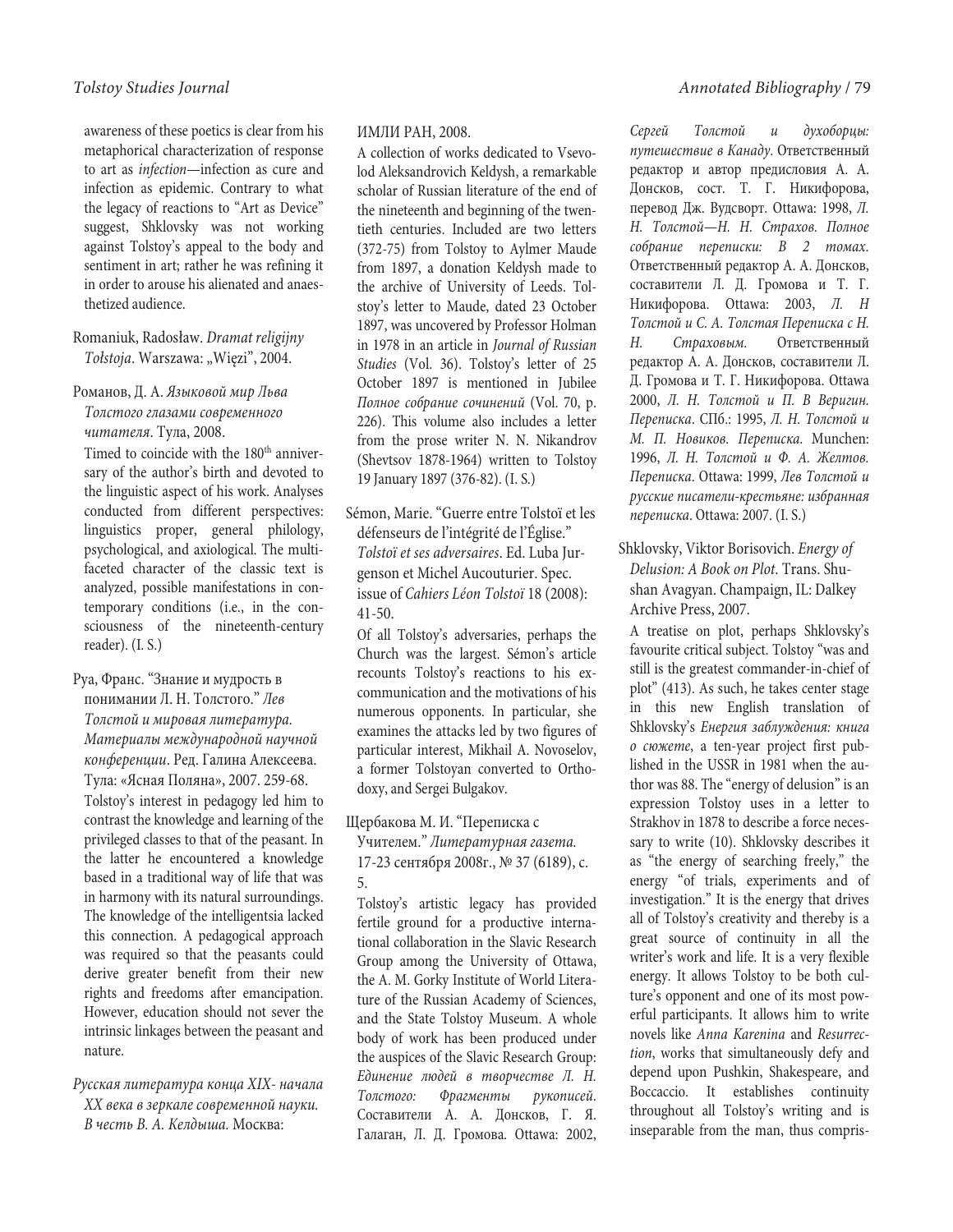awareness of these poetics is clear from his metaphorical characterization of response to art as *infection*—infection as cure and infection as epidemic. Contrary to what the legacy of reactions to "Art as Device" suggest, Shklovsky was not working against Tolstoy's appeal to the body and sentiment in art; rather he was refining it in order to arouse his alienated and anaesthetized audience.

Romaniuk, Radosław. *Dramat religijny Tołstoja*. Warszawa: „Więzi", 2004.

Романов, Д. А. *Языковой мир Льва Толстого глазами современного читателя*. Тула, 2008.

Timed to coincide with the 180th anniversary of the author's birth and devoted to the linguistic aspect of his work. Analyses conducted from different perspectives: linguistics proper, general philology, psychological, and axiological. The multifaceted character of the classic text is analyzed, possible manifestations in contemporary conditions (i.e., in the consciousness of the nineteenth-century reader). (I. S.)

Руа, Франс. "Знание и мудрость в понимании Л. Н. Толстого." *Лев Толстой и мировая литература. Материалы международной научной конференции*. Ред. Галина Алексеева. Тула: «Ясная Поляна», 2007. 259-68.

Tolstoy's interest in pedagogy led him to contrast the knowledge and learning of the privileged classes to that of the peasant. In the latter he encountered a knowledge based in a traditional way of life that was in harmony with its natural surroundings. The knowledge of the intelligentsia lacked this connection. A pedagogical approach was required so that the peasants could derive greater benefit from their new rights and freedoms after emancipation. However, education should not sever the intrinsic linkages between the peasant and nature.

*Русская литература конца XIX- начала XX века в зеркале современной науки. В честь В. А. Келдыша.* Москва: ИМЛИ РАН, 2008.

A collection of works dedicated to Vsevolod Aleksandrovich Keldysh, a remarkable scholar of Russian literature of the end of the nineteenth and beginning of the twentieth centuries. Included are two letters (372-75) from Tolstoy to Aylmer Maude from 1897, a donation Keldysh made to the archive of University of Leeds. Tolstoy's letter to Maude, dated 23 October 1897, was uncovered by Professor Holman in 1978 in an article in *Journal of Russian Studies* (Vol. 36). Tolstoy's letter of 25 October 1897 is mentioned in Jubilee *Полное собрание сочинений* (Vol. 70, p. 226). This volume also includes a letter from the prose writer N. N. Nikandrov (Shevtsov 1878-1964) written to Tolstoy 19 January 1897 (376-82). (I. S.)

Sémon, Marie. "Guerre entre Tolstoï et les défenseurs de l'intégrité de l'Église." *Tolstoï et ses adversaires*. Ed. Luba Jurgenson et Michel Aucouturier. Spec. issue of *Cahiers Léon Tolstoï* 18 (2008): 41-50.

Of all Tolstoy's adversaries, perhaps the Church was the largest. Sémon's article recounts Tolstoy's reactions to his excommunication and the motivations of his numerous opponents. In particular, she examines the attacks led by two figures of particular interest, Mikhail A. Novoselov, a former Tolstoyan converted to Orthodoxy, and Sergei Bulgakov.

Щербакова М. И. "Переписка с Учителем." *Литературная газета.* 17-23 сентября 2008г., № 37 (6189), с. 5.

Tolstoy's artistic legacy has provided fertile ground for a productive international collaboration in the Slavic Research Group among the University of Ottawa, the A. M. Gorky Institute of World Literature of the Russian Academy of Sciences, and the State Tolstoy Museum. A whole body of work has been produced under the auspices of the Slavic Research Group: *Единение людей в творчестве Л. Н. Толстого: Фрагменты рукописей*. Составители А. А. Донсков, Г. Я. Галаган, Л. Д. Громова. Ottawa: 2002, *Сергей Толстой и духоборцы: путешествие в Канаду*. Ответственный редактор и автор предисловия А. А. Донсков, сост. Т. Г. Никифорова, перевод Дж. Вудсворт. Ottawa: 1998, *Л. Н. Толстой—Н. Н. Страхов. Полное собрание переписки: В 2 томах*. Ответственный редактор А. А. Донсков, составители Л. Д. Громова и Т. Г. Никифорова. Ottawa: 2003, *Л. Н Толстой и С. А. Толстая Переписка с Н. Н. Страховым.* Ответственный редактор А. А. Донсков, составители Л. Д. Громова и Т. Г. Никифорова. Ottawa 2000, *Л. Н. Толстой и П. В Веригин. Переписка*. СПб.: 1995, *Л. Н. Толстой и М. П. Новиков. Переписка.* Munchen: 1996, *Л. Н. Толстой и Ф. А. Желтов. Переписка*. Ottawa: 1999, *Лев Толстой и русские писатели-крестьяне: избранная переписка*. Ottawa: 2007. (I. S.)

Shklovsky, Viktor Borisovich. *Energy of Delusion: A Book on Plot*. Trans. Shushan Avagyan. Champaign, IL: Dalkey Archive Press, 2007.

A treatise on plot, perhaps Shklovsky's favourite critical subject. Tolstoy "was and still is the greatest commander-in-chief of plot" (413). As such, he takes center stage in this new English translation of Shklovsky's *Енергия заблуждения: книга о сюжете*, a ten-year project first published in the USSR in 1981 when the author was 88. The "energy of delusion" is an expression Tolstoy uses in a letter to Strakhov in 1878 to describe a force necessary to write (10). Shklovsky describes it as "the energy of searching freely," the energy "of trials, experiments and of investigation." It is the energy that drives all of Tolstoy's creativity and thereby is a great source of continuity in all the writer's work and life. It is a very flexible energy. It allows Tolstoy to be both culture's opponent and one of its most powerful participants. It allows him to write novels like *Anna Karenina* and *Resurrection*, works that simultaneously defy and depend upon Pushkin, Shakespeare, and Boccaccio. It establishes continuity throughout all Tolstoy's writing and is inseparable from the man, thus compris-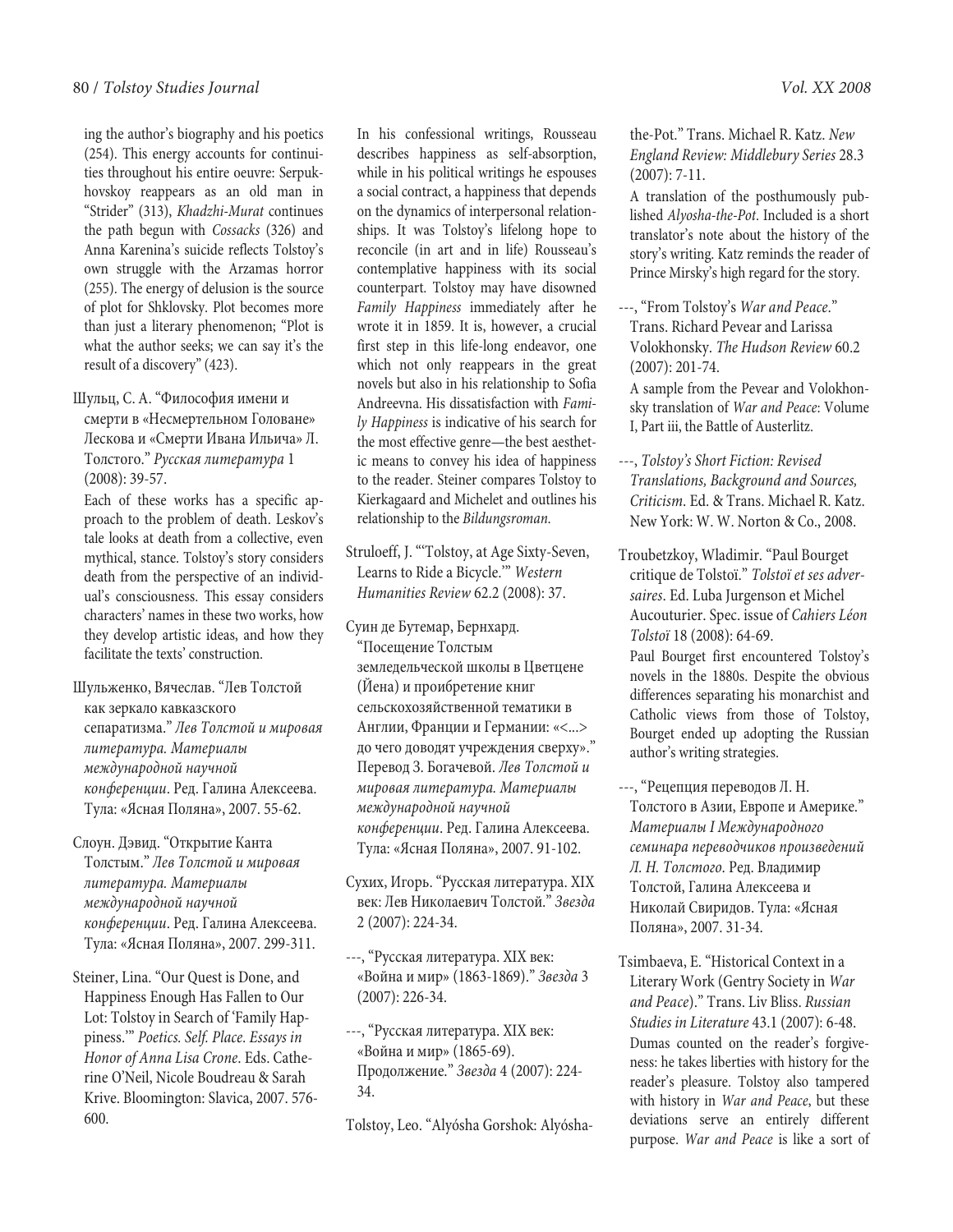ing the author's biography and his poetics (254). This energy accounts for continuities throughout his entire oeuvre: Serpukhovskoy reappears as an old man in "Strider" (313), *Khadzhi-Murat* continues the path begun with *Cossacks* (326) and Anna Karenina's suicide reflects Tolstoy's own struggle with the Arzamas horror (255). The energy of delusion is the source of plot for Shklovsky. Plot becomes more than just a literary phenomenon; "Plot is what the author seeks; we can say it's the result of a discovery" (423).

Шульц, С. А. "Философия имени и смерти в «Несмертельном Головане» Лескова и «Смерти Ивана Ильича» Л. Толстого." *Русская литература* 1 (2008): 39-57.

Each of these works has a specific approach to the problem of death. Leskov's tale looks at death from a collective, even mythical, stance. Tolstoy's story considers death from the perspective of an individual's consciousness. This essay considers characters' names in these two works, how they develop artistic ideas, and how they facilitate the texts' construction.

Шульженко, Вячеслав. "Лев Толстой как зеркало кавказского сепаратизма." *Лев Толстой и мировая литература. Материалы международной научной конференции*. Ред. Галина Алексеева. Тула: «Ясная Поляна», 2007. 55-62.

Слоун. Дэвид. "Открытие Канта Толстым." *Лев Толстой и мировая литература. Материалы международной научной конференции*. Ред. Галина Алексеева. Тула: «Ясная Поляна», 2007. 299-311.

Steiner, Lina. "Our Quest is Done, and Happiness Enough Has Fallen to Our Lot: Tolstoy in Search of 'Family Happiness.'" *Poetics. Self. Place. Essays in Honor of Anna Lisa Crone*. Eds. Catherine O'Neil, Nicole Boudreau & Sarah Krive. Bloomington: Slavica, 2007. 576-600.

In his confessional writings, Rousseau describes happiness as self-absorption, while in his political writings he espouses a social contract, a happiness that depends on the dynamics of interpersonal relationships. It was Tolstoy's lifelong hope to reconcile (in art and in life) Rousseau's contemplative happiness with its social counterpart. Tolstoy may have disowned *Family Happiness* immediately after he wrote it in 1859. It is, however, a crucial first step in this life-long endeavor, one which not only reappears in the great novels but also in his relationship to Sofia Andreevna. His dissatisfaction with *Family Happiness* is indicative of his search for the most effective genre—the best aesthetic means to convey his idea of happiness to the reader. Steiner compares Tolstoy to Kierkagaard and Michelet and outlines his relationship to the *Bildungsroman*.

Struloeff, J. "'Tolstoy, at Age Sixty-Seven, Learns to Ride a Bicycle.'" *Western Humanities Review* 62.2 (2008): 37.

Суин де Бутемар, Бернхард. "Посещение Толстым земледельческой школы в Цветцене (Йена) и проибретение книг сельскохозяйственной тематики в Англии, Франции и Германии: «<...> до чего доводят учреждения сверху»." Перевод З. Богачевой. *Лев Толстой и мировая литература. Материалы международной научной конференции*. Ред. Галина Алексеева. Тула: «Ясная Поляна», 2007. 91-102.

Сухих, Игорь. "Русская литература. XIX век: Лев Николаевич Толстой." *Звезда* 2 (2007): 224-34.

---, "Русская литература. XIX век: «Война и мир» (1863-1869)." *Звезда* 3 (2007): 226-34.

---, "Русская литература. XIX век: «Война и мир» (1865-69). Продолжение." *Звезда* 4 (2007): 224-34.

Tolstoy, Leo. "Alyósha Gorshok: Alyósha-the-Pot." Trans. Michael R. Katz. *New England Review: Middlebury Series* 28.3 (2007): 7-11.

A translation of the posthumously published *Alyosha-the-Pot*. Included is a short translator's note about the history of the story's writing. Katz reminds the reader of Prince Mirsky's high regard for the story.

---, "From Tolstoy's *War and Peace*." Trans. Richard Pevear and Larissa Volokhonsky. *The Hudson Review* 60.2 (2007): 201-74.

A sample from the Pevear and Volokhonsky translation of *War and Peace*: Volume I, Part iii, the Battle of Austerlitz.

---, *Tolstoy's Short Fiction: Revised Translations, Background and Sources, Criticism*. Ed. & Trans. Michael R. Katz. New York: W. W. Norton & Co., 2008.

Troubetzkoy, Wladimir. "Paul Bourget critique de Tolstoï." *Tolstoï et ses adversaires*. Ed. Luba Jurgenson et Michel Aucouturier. Spec. issue of *Cahiers Léon Tolstoï* 18 (2008): 64-69.

Paul Bourget first encountered Tolstoy's novels in the 1880s. Despite the obvious differences separating his monarchist and Catholic views from those of Tolstoy, Bourget ended up adopting the Russian author's writing strategies.

---, "Рецепция переводов Л. Н. Толстого в Азии, Европе и Америке." *Материалы I Международного семинара переводчиков произведений Л. Н. Толстого*. Ред. Владимир Толстой, Галина Алексеева и Николай Свиридов. Тула: «Ясная Поляна», 2007. 31-34.

Tsimbaeva, E. "Historical Context in a Literary Work (Gentry Society in *War and Peace*)." Trans. Liv Bliss. *Russian Studies in Literature* 43.1 (2007): 6-48.

Dumas counted on the reader's forgiveness: he takes liberties with history for the reader's pleasure. Tolstoy also tampered with history in *War and Peace*, but these deviations serve an entirely different purpose. *War and Peace* is like a sort of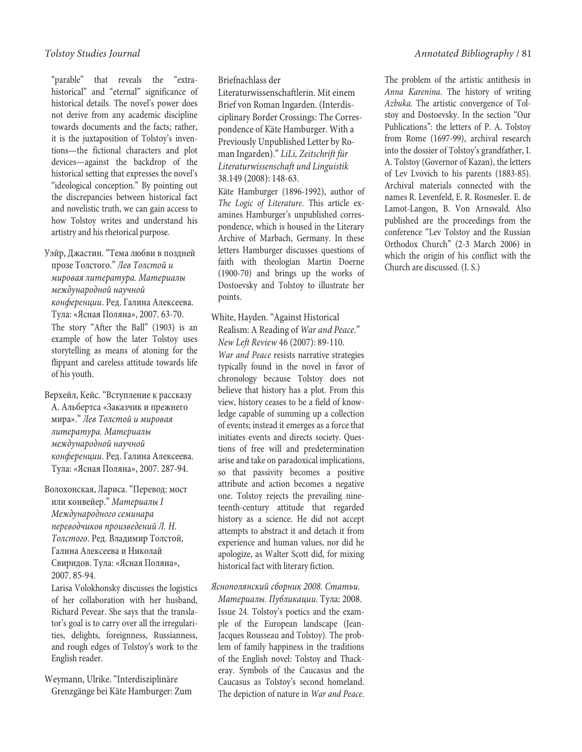"parable" that reveals the "extra-historical" and "eternal" significance of historical details. The novel's power does not derive from any academic discipline towards documents and the facts; rather, it is the juxtaposition of Tolstoy's inventions—the fictional characters and plot devices—against the backdrop of the historical setting that expresses the novel's "ideological conception." By pointing out the discrepancies between historical fact and novelistic truth, we can gain access to how Tolstoy writes and understand his artistry and his rhetorical purpose.

Уэйр, Джастин. "Тема любви в поздней прозе Толстого." *Лев Толстой и мировая литература. Материалы международной научной конференции*. Ред. Галина Алексеева. Тула: «Ясная Поляна», 2007. 63-70.
The story "After the Ball" (1903) is an example of how the later Tolstoy uses storytelling as means of atoning for the flippant and careless attitude towards life of his youth.

Верхейл, Кейс. "Вступление к рассказу А. Альбертса «Заказчик и прежнего мира»." *Лев Толстой и мировая литература. Материалы международной научной конференции*. Ред. Галина Алексеева. Тула: «Ясная Поляна», 2007. 287-94.

Волохонская, Лариса. "Перевод: мост или конвейер." *Материалы I Международного семинара переводчиков произведений Л. Н. Толстого*. Ред. Владимир Толстой, Галина Алексеева и Николай Свиридов. Тула: «Ясная Поляна», 2007. 85-94.
Larisa Volokhonsky discusses the logistics of her collaboration with her husband, Richard Pevear. She says that the translator's goal is to carry over all the irregularities, delights, foreignness, Russianness, and rough edges of Tolstoy's work to the English reader.

Weymann, Ulrike. "Interdisziplinäre Grenzgänge bei Käte Hamburger: Zum Briefnachlass der Literaturwissenschaftlerin. Mit einem Brief von Roman Ingarden. (Interdisciplinary Border Crossings: The Correspondence of Käte Hamburger. With a Previously Unpublished Letter by Roman Ingarden)." *LiLi, Zeitschrift für Literaturwissenschaft und Linguistik* 38.149 (2008): 148-63.
Käte Hamburger (1896-1992), author of *The Logic of Literature*. This article examines Hamburger's unpublished correspondence, which is housed in the Literary Archive of Marbach, Germany. In these letters Hamburger discusses questions of faith with theologian Martin Doerne (1900-70) and brings up the works of Dostoevsky and Tolstoy to illustrate her points.

White, Hayden. "Against Historical Realism: A Reading of *War and Peace*." *New Left Review* 46 (2007): 89-110.
*War and Peace* resists narrative strategies typically found in the novel in favor of chronology because Tolstoy does not believe that history has a plot. From this view, history ceases to be a field of knowledge capable of summing up a collection of events; instead it emerges as a force that initiates events and directs society. Questions of free will and predetermination arise and take on paradoxical implications, so that passivity becomes a positive attribute and action becomes a negative one. Tolstoy rejects the prevailing nineteenth-century attitude that regarded history as a science. He did not accept attempts to abstract it and detach it from experience and human values, nor did he apologize, as Walter Scott did, for mixing historical fact with literary fiction.

*Яснополянский сборник 2008. Статьи. Материалы. Публикации.* Тула: 2008.
Issue 24. Tolstoy's poetics and the example of the European landscape (Jean-Jacques Rousseau and Tolstoy). The problem of family happiness in the traditions of the English novel: Tolstoy and Thackeray. Symbols of the Caucasus and the Caucasus as Tolstoy's second homeland. The depiction of nature in *War and Peace*. The problem of the artistic antithesis in *Anna Karenina*. The history of writing *Azbuka*. The artistic convergence of Tolstoy and Dostoevsky. In the section "Our Publications": the letters of P. A. Tolstoy from Rome (1697-99), archival research into the dossier of Tolstoy's grandfather, I. A. Tolstoy (Governor of Kazan), the letters of Lev Lvovich to his parents (1883-85). Archival materials connected with the names R. Levenfeld, E. R. Rosmesler. E. de Lamot-Langon, B. Von Arnswald. Also published are the proceedings from the conference "Lev Tolstoy and the Russian Orthodox Church" (2-3 March 2006) in which the origin of his conflict with the Church are discussed. (I. S.)